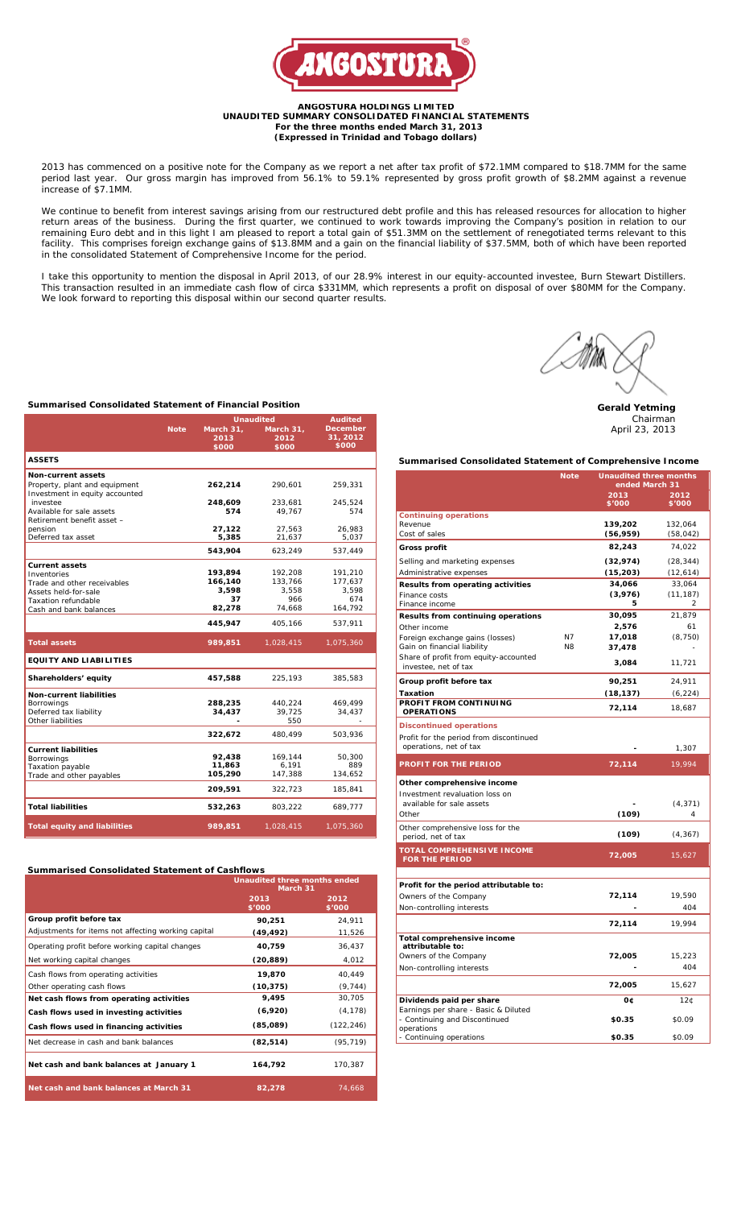# ANGOSTURA HOLDINGS LIMITED

## UNAUDITED SUMMARY CONSOLIDATED FINANCIAL STATEMENTS

**For the three months ended March 31, 2013**

**(Expressed in Trinidad and Tobago dollars)**

2013 has commenced on a positive note for the Company as we report a net after tax profit of $72.1MM compared to $18.7MM for the same period last year. Our gross margin has improved from 56.1% to 59.1% represented by gross profit growth of $8.2MM against a revenue increase of $7.1MM.

We continue to benefit from interest savings arising from our restructured debt profile and this has released resources for allocation to higher return areas of the business. During the first quarter, we continued to work towards improving the Company's position in relation to our remaining Euro debt and in this light I am pleased to report a total gain of $51.3MM on the settlement of renegotiated terms relevant to this facility. This comprises foreign exchange gains of $13.8MM and a gain on the financial liability of $37.5MM, both of which have been reported in the consolidated Statement of Comprehensive Income for the period.

I take this opportunity to mention the disposal in April 2013, of our 28.9% interest in our equity-accounted investee, Burn Stewart Distillers. This transaction resulted in an immediate cash flow of circa $331MM, which represents a profit on disposal of over $80MM for the Company. We look forward to reporting this disposal within our second quarter results.

**Gerald Yetming**
Chairman
April 23, 2013

### Summarised Consolidated Statement of Financial Position

| | Note | Unaudited March 31, 2013 $000 | Unaudited March 31, 2012 $000 | Audited December 31, 2012 $000 |
|---|---|---|---|---|
| **ASSETS** | | | | |
| **Non-current assets** | | | | |
| Property, plant and equipment | | **262,214** | 290,601 | 259,331 |
| Investment in equity accounted investee | | **248,609** | 233,681 | 245,524 |
| Available for sale assets | | **574** | 49,767 | 574 |
| Retirement benefit asset – pension | | **27,122** | 27,563 | 26,983 |
| Deferred tax asset | | **5,385** | 21,637 | 5,037 |
| | | **543,904** | 623,249 | 537,449 |
| **Current assets** | | | | |
| Inventories | | **193,894** | 192,208 | 191,210 |
| Trade and other receivables | | **166,140** | 133,766 | 177,637 |
| Assets held-for-sale | | **3,598** | 3,558 | 3,598 |
| Taxation refundable | | **37** | 966 | 674 |
| Cash and bank balances | | **82,278** | 74,668 | 164,792 |
| | | **445,947** | 405,166 | 537,911 |
| **Total assets** | | **989,851** | 1,028,415 | 1,075,360 |
| **EQUITY AND LIABILITIES** | | | | |
| **Shareholders' equity** | | **457,588** | 225,193 | 385,583 |
| **Non-current liabilities** | | | | |
| Borrowings | | **288,235** | 440,224 | 469,499 |
| Deferred tax liability | | **34,437** | 39,725 | 34,437 |
| Other liabilities | | **-** | 550 | - |
| | | **322,672** | 480,499 | 503,936 |
| **Current liabilities** | | | | |
| Borrowings | | **92,438** | 169,144 | 50,300 |
| Taxation payable | | **11,863** | 6,191 | 889 |
| Trade and other payables | | **105,290** | 147,388 | 134,652 |
| | | **209,591** | 322,723 | 185,841 |
| **Total liabilities** | | **532,263** | 803,222 | 689,777 |
| **Total equity and liabilities** | | **989,851** | 1,028,415 | 1,075,360 |

### Summarised Consolidated Statement of Cashflows

| | Unaudited three months ended March 31 2013 $'000 | 2012 $'000 |
|---|---|---|
| **Group profit before tax** | **90,251** | 24,911 |
| Adjustments for items not affecting working capital | **(49,492)** | 11,526 |
| Operating profit before working capital changes | **40,759** | 36,437 |
| Net working capital changes | **(20,889)** | 4,012 |
| Cash flows from operating activities | **19,870** | 40,449 |
| Other operating cash flows | **(10,375)** | (9,744) |
| **Net cash flows from operating activities** | **9,495** | 30,705 |
| **Cash flows used in investing activities** | **(6,920)** | (4,178) |
| **Cash flows used in financing activities** | **(85,089)** | (122,246) |
| Net decrease in cash and bank balances | **(82,514)** | (95,719) |
| **Net cash and bank balances at January 1** | **164,792** | 170,387 |
| **Net cash and bank balances at March 31** | **82,278** | 74,668 |

### Summarised Consolidated Statement of Comprehensive Income

| | Note | Unaudited three months ended March 31 2013 $'000 | 2012 $'000 |
|---|---|---|---|
| **Continuing operations** | | | |
| Revenue | | **139,202** | 132,064 |
| Cost of sales | | **(56,959)** | (58,042) |
| **Gross profit** | | **82,243** | 74,022 |
| Selling and marketing expenses | | **(32,974)** | (28,344) |
| Administrative expenses | | **(15,203)** | (12,614) |
| **Results from operating activities** | | **34,066** | 33,064 |
| Finance costs | | **(3,976)** | (11,187) |
| Finance income | | **5** | 2 |
| **Results from continuing operations** | | **30,095** | 21,879 |
| Other income | | **2,576** | 61 |
| Foreign exchange gains (losses) | N7 | **17,018** | (8,750) |
| Gain on financial liability | N8 | **37,478** | - |
| Share of profit from equity-accounted investee, net of tax | | **3,084** | 11,721 |
| **Group profit before tax** | | **90,251** | 24,911 |
| **Taxation** | | **(18,137)** | (6,224) |
| **PROFIT FROM CONTINUING OPERATIONS** | | **72,114** | 18,687 |
| **Discontinued operations** | | | |
| Profit for the period from discontinued operations, net of tax | | **-** | 1,307 |
| **PROFIT FOR THE PERIOD** | | **72,114** | 19,994 |
| **Other comprehensive income** | | | |
| Investment revaluation loss on available for sale assets | | **-** | (4,371) |
| Other | | **(109)** | 4 |
| Other comprehensive loss for the period, net of tax | | **(109)** | (4,367) |
| **TOTAL COMPREHENSIVE INCOME FOR THE PERIOD** | | **72,005** | 15,627 |
| **Profit for the period attributable to:** | | | |
| Owners of the Company | | **72,114** | 19,590 |
| Non-controlling interests | | **-** | 404 |
| | | **72,114** | 19,994 |
| **Total comprehensive income attributable to:** | | | |
| Owners of the Company | | **72,005** | 15,223 |
| Non-controlling interests | | **-** | 404 |
| | | **72,005** | 15,627 |
| **Dividends paid per share** | | **0¢** | 12¢ |
| Earnings per share - Basic & Diluted | | | |
| - Continuing and Discontinued operations | | **$0.35** | $0.09 |
| - Continuing operations | | **$0.35** | $0.09 |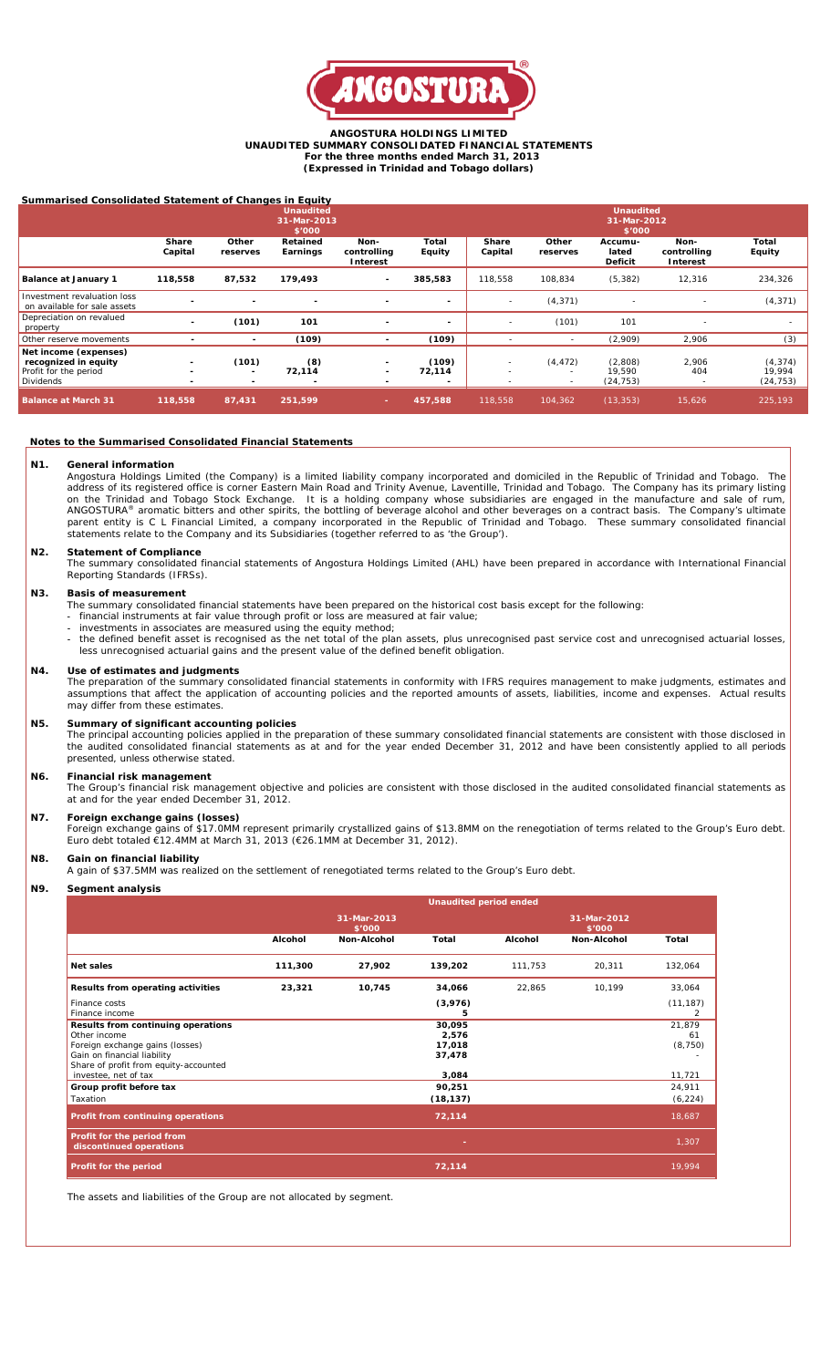# ANGOSTURA HOLDINGS LIMITED

**UNAUDITED SUMMARY CONSOLIDATED FINANCIAL STATEMENTS**
**For the three months ended March 31, 2013**
**(Expressed in Trinidad and Tobago dollars)**

## Summarised Consolidated Statement of Changes in Equity

| | Unaudited 31-Mar-2013 $'000 | | | | | Unaudited 31-Mar-2012 $'000 | | | | |
|---|---|---|---|---|---|---|---|---|---|---|
| | Share Capital | Other reserves | Retained Earnings | Non-controlling Interest | Total Equity | Share Capital | Other reserves | Accumu-lated Deficit | Non-controlling Interest | Total Equity |
| **Balance at January 1** | 118,558 | 87,532 | 179,493 | - | 385,583 | 118,558 | 108,834 | (5,382) | 12,316 | 234,326 |
| Investment revaluation loss on available for sale assets | - | - | - | - | - | - | (4,371) | - | - | (4,371) |
| Depreciation on revalued property | - | (101) | 101 | - | - | - | (101) | 101 | - | - |
| Other reserve movements | - | - | (109) | - | (109) | - | - | (2,909) | 2,906 | (3) |
| **Net income (expenses) recognized in equity** | - | (101) | (8) | - | (109) | - | (4,472) | (2,808) | 2,906 | (4,374) |
| Profit for the period | - | - | 72,114 | - | 72,114 | - | - | 19,590 | 404 | 19,994 |
| Dividends | - | - | - | - | - | - | - | (24,753) | - | (24,753) |
| **Balance at March 31** | 118,558 | 87,431 | 251,599 | - | 457,588 | 118,558 | 104,362 | (13,353) | 15,626 | 225,193 |

## Notes to the Summarised Consolidated Financial Statements

### N1. General information

Angostura Holdings Limited (the Company) is a limited liability company incorporated and domiciled in the Republic of Trinidad and Tobago. The address of its registered office is corner Eastern Main Road and Trinity Avenue, Laventille, Trinidad and Tobago. The Company has its primary listing on the Trinidad and Tobago Stock Exchange. It is a holding company whose subsidiaries are engaged in the manufacture and sale of rum, ANGOSTURA® aromatic bitters and other spirits, the bottling of beverage alcohol and other beverages on a contract basis. The Company's ultimate parent entity is C L Financial Limited, a company incorporated in the Republic of Trinidad and Tobago. These summary consolidated financial statements relate to the Company and its Subsidiaries (together referred to as 'the Group').

### N2. Statement of Compliance

The summary consolidated financial statements of Angostura Holdings Limited (AHL) have been prepared in accordance with International Financial Reporting Standards (IFRSs).

### N3. Basis of measurement

The summary consolidated financial statements have been prepared on the historical cost basis except for the following:

- financial instruments at fair value through profit or loss are measured at fair value;
- investments in associates are measured using the equity method;
- the defined benefit asset is recognised as the net total of the plan assets, plus unrecognised past service cost and unrecognised actuarial losses, less unrecognised actuarial gains and the present value of the defined benefit obligation.

### N4. Use of estimates and judgments

The preparation of the summary consolidated financial statements in conformity with IFRS requires management to make judgments, estimates and assumptions that affect the application of accounting policies and the reported amounts of assets, liabilities, income and expenses. Actual results may differ from these estimates.

### N5. Summary of significant accounting policies

The principal accounting policies applied in the preparation of these summary consolidated financial statements are consistent with those disclosed in the audited consolidated financial statements as at and for the year ended December 31, 2012 and have been consistently applied to all periods presented, unless otherwise stated.

### N6. Financial risk management

The Group's financial risk management objective and policies are consistent with those disclosed in the audited consolidated financial statements as at and for the year ended December 31, 2012.

### N7. Foreign exchange gains (losses)

Foreign exchange gains of $17.0MM represent primarily crystallized gains of $13.8MM on the renegotiation of terms related to the Group's Euro debt. Euro debt totaled €12.4MM at March 31, 2013 (€26.1MM at December 31, 2012).

### N8. Gain on financial liability

A gain of $37.5MM was realized on the settlement of renegotiated terms related to the Group's Euro debt.

### N9. Segment analysis

| | Unaudited period ended | | | | | |
|---|---|---|---|---|---|---|
| | 31-Mar-2013 $'000 | | | 31-Mar-2012 $'000 | | |
| | Alcohol | Non-Alcohol | Total | Alcohol | Non-Alcohol | Total |
| **Net sales** | 111,300 | 27,902 | 139,202 | 111,753 | 20,311 | 132,064 |
| **Results from operating activities** | 23,321 | 10,745 | 34,066 | 22,865 | 10,199 | 33,064 |
| Finance costs | | | (3,976) | | | (11,187) |
| Finance income | | | 5 | | | 2 |
| **Results from continuing operations** | | | 30,095 | | | 21,879 |
| Other income | | | 2,576 | | | 61 |
| Foreign exchange gains (losses) | | | 17,018 | | | (8,750) |
| Gain on financial liability | | | 37,478 | | | - |
| Share of profit from equity-accounted investee, net of tax | | | 3,084 | | | 11,721 |
| **Group profit before tax** | | | 90,251 | | | 24,911 |
| Taxation | | | (18,137) | | | (6,224) |
| **Profit from continuing operations** | | | 72,114 | | | 18,687 |
| **Profit for the period from discontinued operations** | | | - | | | 1,307 |
| **Profit for the period** | | | 72,114 | | | 19,994 |

The assets and liabilities of the Group are not allocated by segment.